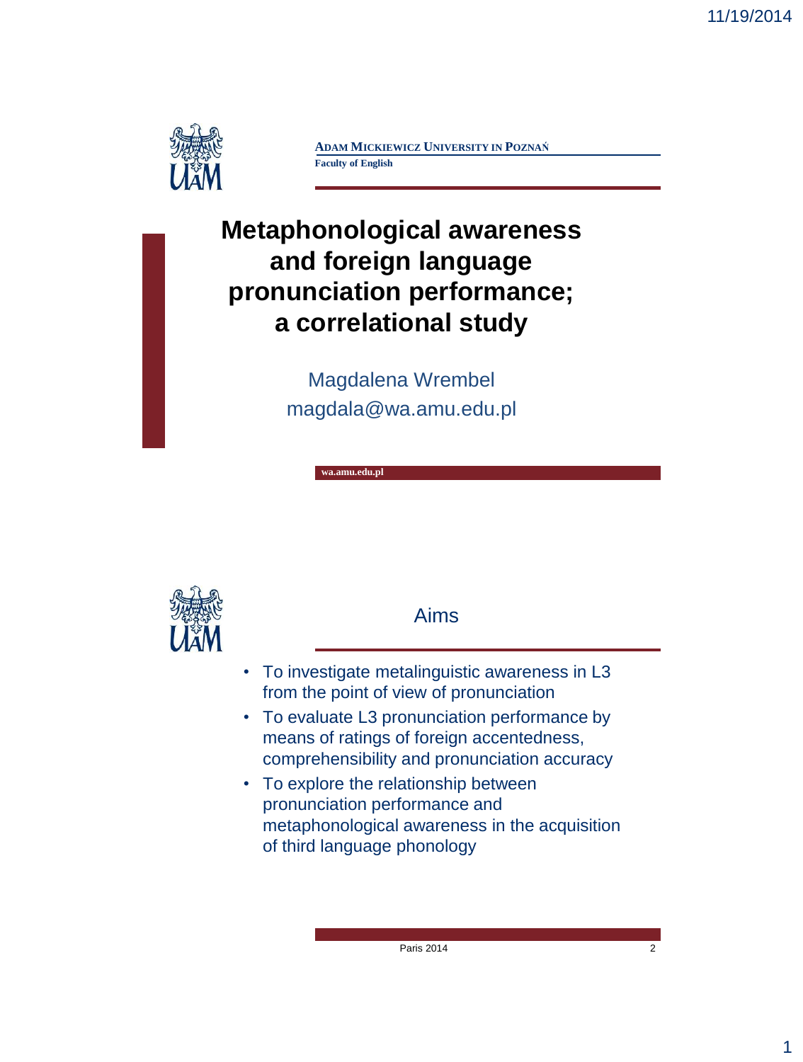ADAM MICKIEWICZ UNIVERSITY IN POZNAŃ
Faculty of English

# Metaphonological awareness and foreign language pronunciation performance; a correlational study

Magdalena Wrembel
magdala@wa.amu.edu.pl

wa.amu.edu.pl

## Aims

- To investigate metalinguistic awareness in L3 from the point of view of pronunciation
- To evaluate L3 pronunciation performance by means of ratings of foreign accentedness, comprehensibility and pronunciation accuracy
- To explore the relationship between pronunciation performance and metaphonological awareness in the acquisition of third language phonology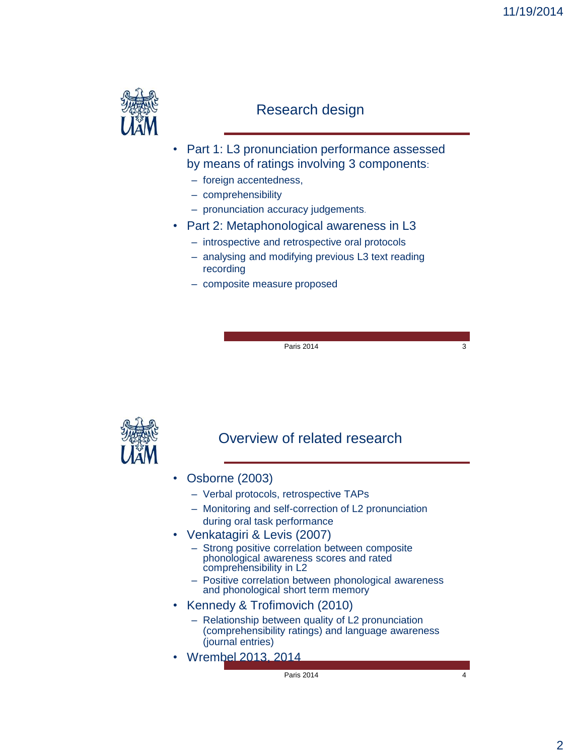## Research design

- Part 1: L3 pronunciation performance assessed by means of ratings involving 3 components:
  - foreign accentedness,
  - comprehensibility
  - pronunciation accuracy judgements.
- Part 2: Metaphonological awareness in L3
  - introspective and retrospective oral protocols
  - analysing and modifying previous L3 text reading recording
  - composite measure proposed

Paris 2014

## Overview of related research

- Osborne (2003)
  - Verbal protocols, retrospective TAPs
  - Monitoring and self-correction of L2 pronunciation during oral task performance
- Venkatagiri & Levis (2007)
  - Strong positive correlation between composite phonological awareness scores and rated comprehensibility in L2
  - Positive correlation between phonological awareness and phonological short term memory
- Kennedy & Trofimovich (2010)
  - Relationship between quality of L2 pronunciation (comprehensibility ratings) and language awareness (journal entries)
- Wrembel 2013, 2014

Paris 2014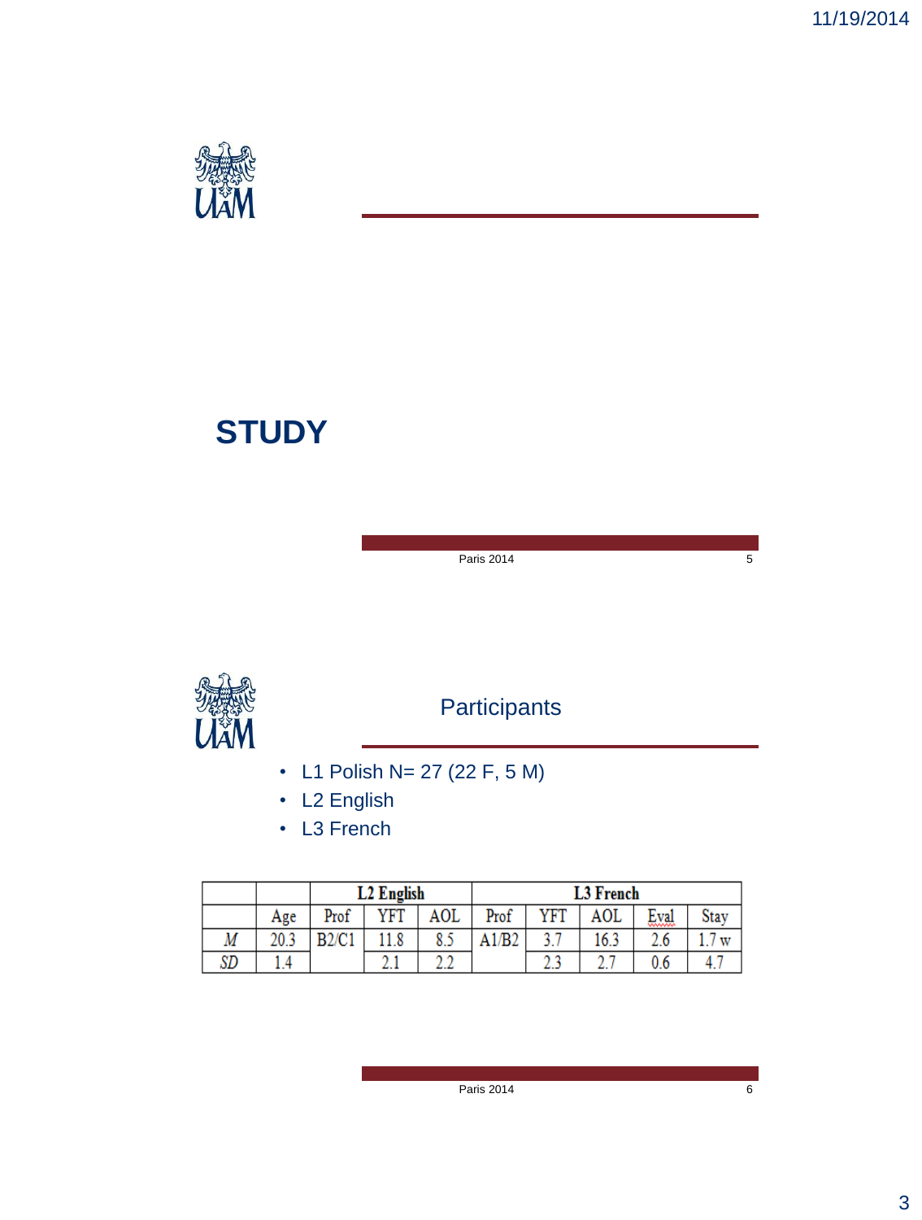# STUDY

## Participants

- L1 Polish N= 27 (22 F, 5 M)
- L2 English
- L3 French

| | | L2 English | | | L3 French | | | | |
|---|---|---|---|---|---|---|---|---|---|
| | Age | Prof | YFT | AOL | Prof | YFT | AOL | Eval | Stay |
| *M* | 20.3 | B2/C1 | 11.8 | 8.5 | A1/B2 | 3.7 | 16.3 | 2.6 | 1.7 w |
| *SD* | 1.4 | | 2.1 | 2.2 | | 2.3 | 2.7 | 0.6 | 4.7 |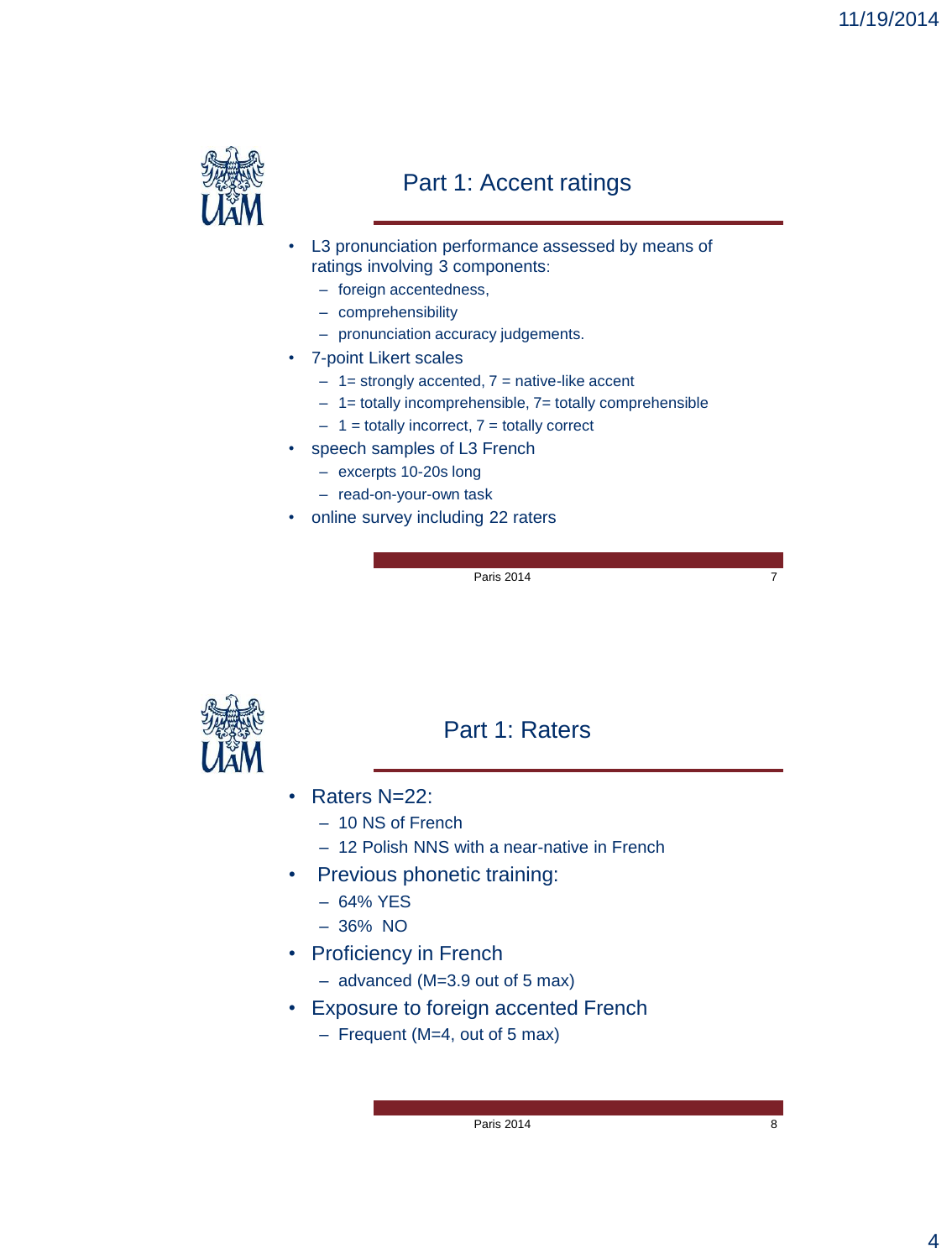## Part 1: Accent ratings

- L3 pronunciation performance assessed by means of ratings involving 3 components:
  - foreign accentedness,
  - comprehensibility
  - pronunciation accuracy judgements.
- 7-point Likert scales
  - 1= strongly accented, 7 = native-like accent
  - 1= totally incomprehensible, 7= totally comprehensible
  - 1 = totally incorrect, 7 = totally correct
- speech samples of L3 French
  - excerpts 10-20s long
  - read-on-your-own task
- online survey including 22 raters

Paris 2014

## Part 1: Raters

- Raters N=22:
  - 10 NS of French
  - 12 Polish NNS with a near-native in French
- Previous phonetic training:
  - 64% YES
  - 36% NO
- Proficiency in French
  - advanced (M=3.9 out of 5 max)
- Exposure to foreign accented French
  - Frequent (M=4, out of 5 max)

Paris 2014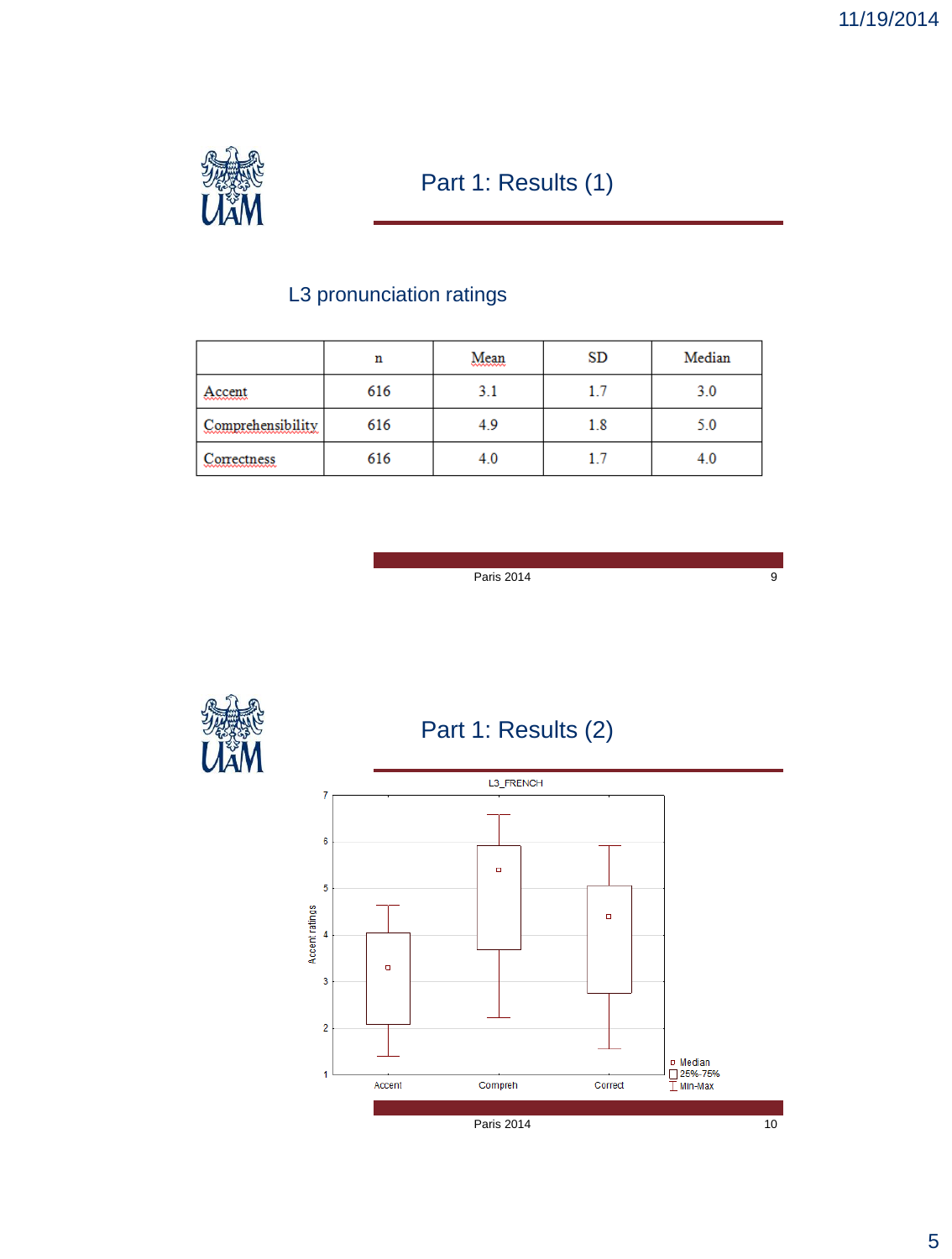## Part 1: Results (1)

L3 pronunciation ratings

| | n | Mean | SD | Median |
|---|---|---|---|---|
| Accent | 616 | 3.1 | 1.7 | 3.0 |
| Comprehensibility | 616 | 4.9 | 1.8 | 5.0 |
| Correctness | 616 | 4.0 | 1.7 | 4.0 |

Paris 2014

## Part 1: Results (2)

L3_FRENCH

Paris 2014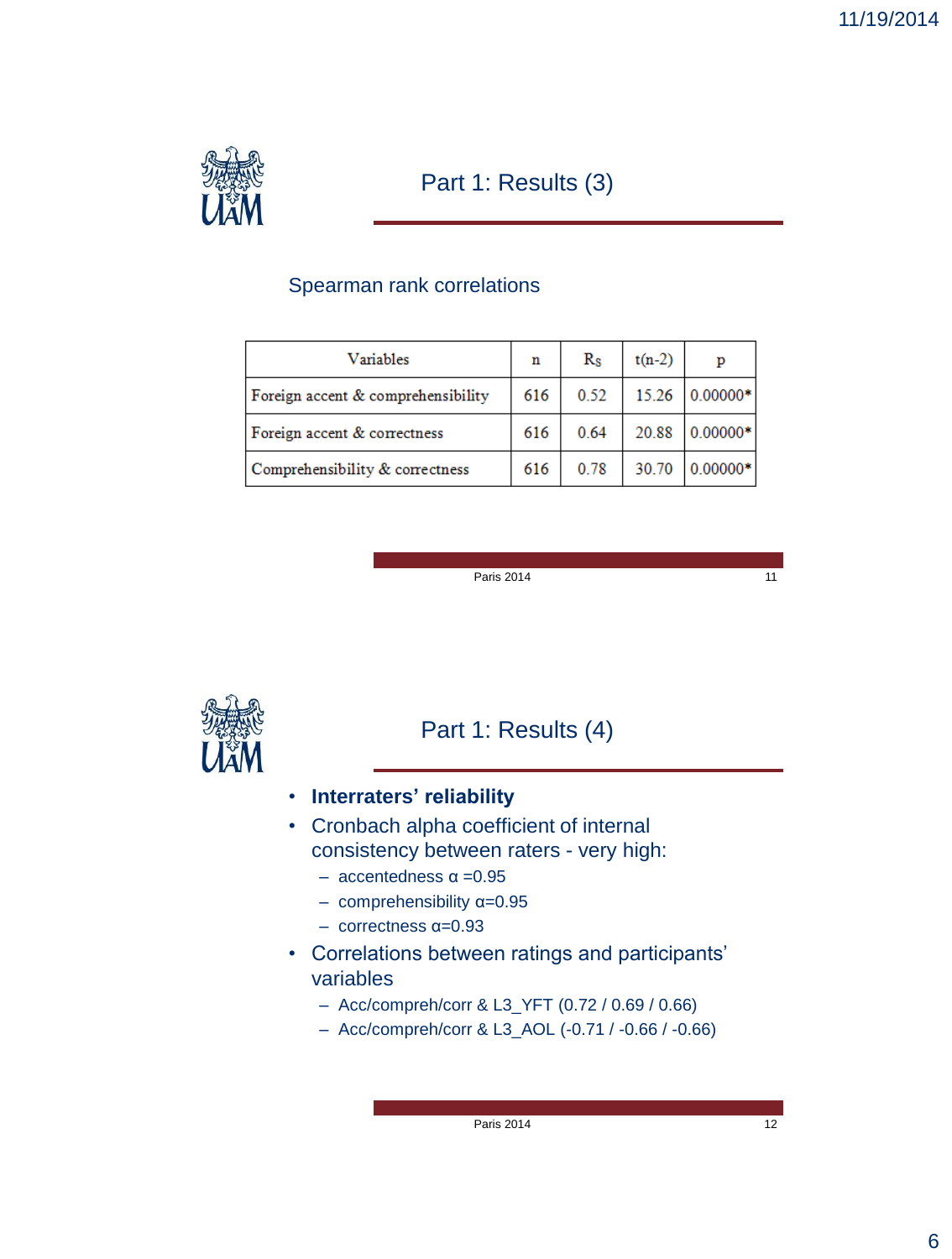## Part 1: Results (3)

Spearman rank correlations

| Variables | n | $R_S$ | t(n-2) | p |
|---|---|---|---|---|
| Foreign accent & comprehensibility | 616 | 0.52 | 15.26 | 0.00000* |
| Foreign accent & correctness | 616 | 0.64 | 20.88 | 0.00000* |
| Comprehensibility & correctness | 616 | 0.78 | 30.70 | 0.00000* |

## Part 1: Results (4)

- **Interraters' reliability**
- Cronbach alpha coefficient of internal consistency between raters - very high:
  - accentedness $\alpha$ =0.95
  - comprehensibility $\alpha$=0.95
  - correctness $\alpha$=0.93
- Correlations between ratings and participants' variables
  - Acc/compreh/corr & L3_YFT (0.72 / 0.69 / 0.66)
  - Acc/compreh/corr & L3_AOL (-0.71 / -0.66 / -0.66)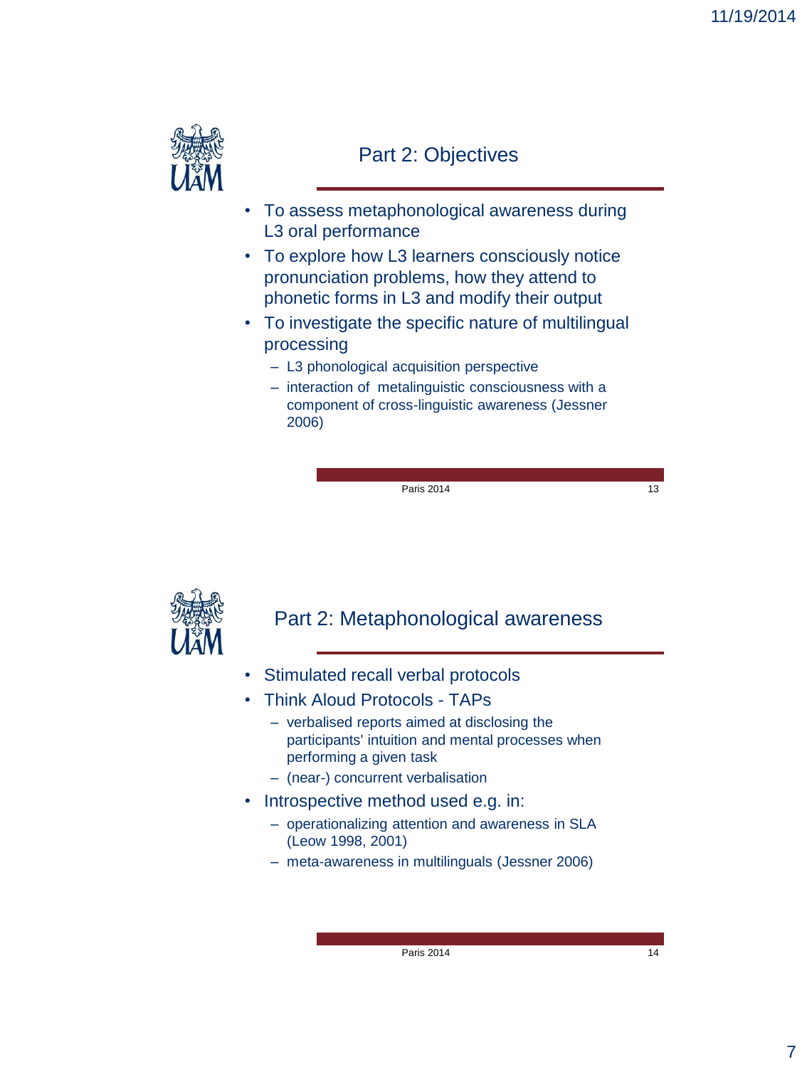## Part 2: Objectives

- To assess metaphonological awareness during L3 oral performance
- To explore how L3 learners consciously notice pronunciation problems, how they attend to phonetic forms in L3 and modify their output
- To investigate the specific nature of multilingual processing
  - L3 phonological acquisition perspective
  - interaction of metalinguistic consciousness with a component of cross-linguistic awareness (Jessner 2006)

## Part 2: Metaphonological awareness

- Stimulated recall verbal protocols
- Think Aloud Protocols - TAPs
  - verbalised reports aimed at disclosing the participants' intuition and mental processes when performing a given task
  - (near-) concurrent verbalisation
- Introspective method used e.g. in:
  - operationalizing attention and awareness in SLA (Leow 1998, 2001)
  - meta-awareness in multilinguals (Jessner 2006)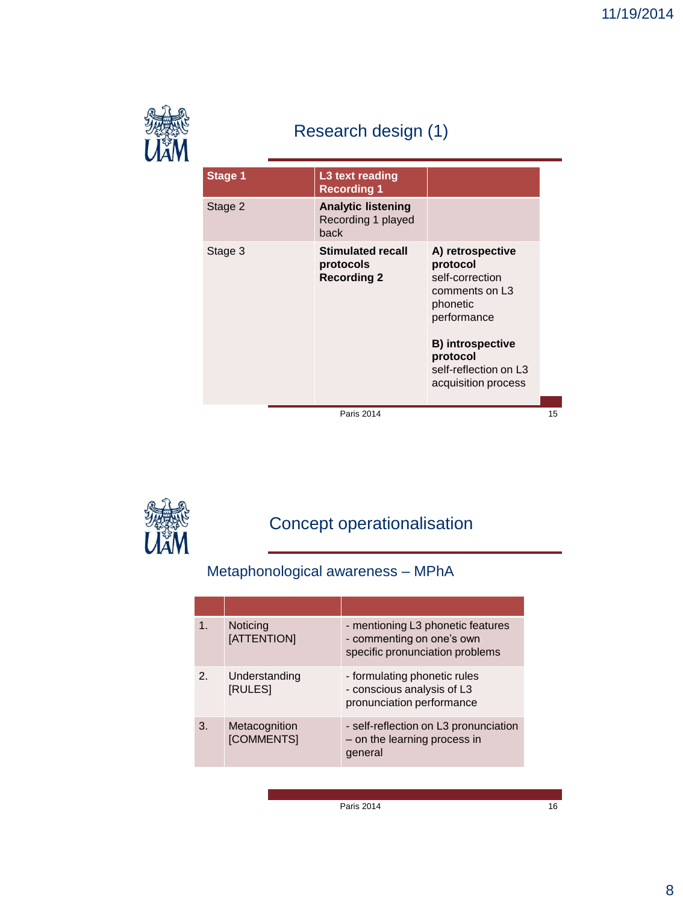## Research design (1)

| Stage 1 | L3 text reading<br>Recording 1 | |
|---|---|---|
| Stage 2 | **Analytic listening**<br>Recording 1 played back | |
| Stage 3 | **Stimulated recall protocols**<br>**Recording 2** | **A) retrospective protocol**<br>self-correction<br>comments on L3 phonetic performance<br><br>**B) introspective protocol**<br>self-reflection on L3 acquisition process |

Paris 2014

## Concept operationalisation

### Metaphonological awareness – MPhA

| | | |
|---|---|---|
| 1. | Noticing [ATTENTION] | - mentioning L3 phonetic features<br>- commenting on one's own specific pronunciation problems |
| 2. | Understanding [RULES] | - formulating phonetic rules<br>- conscious analysis of L3 pronunciation performance |
| 3. | Metacognition [COMMENTS] | - self-reflection on L3 pronunciation – on the learning process in general |

Paris 2014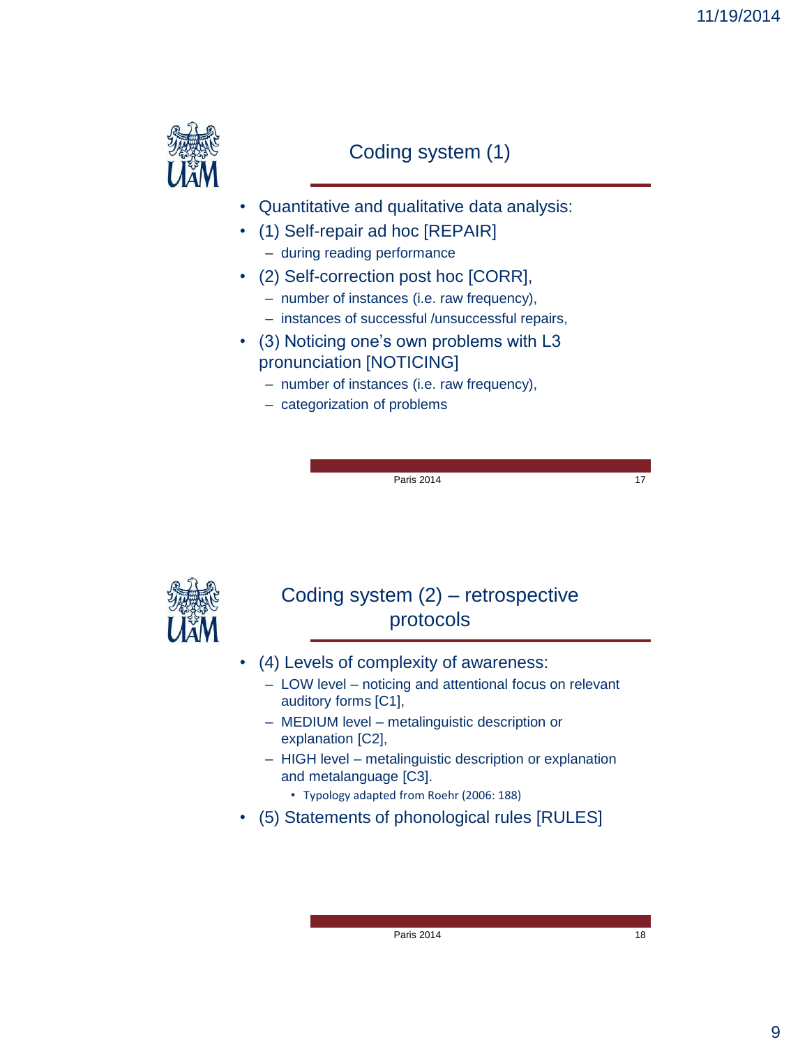## Coding system (1)

- Quantitative and qualitative data analysis:
- (1) Self-repair ad hoc [REPAIR]
  - during reading performance
- (2) Self-correction post hoc [CORR],
  - number of instances (i.e. raw frequency),
  - instances of successful /unsuccessful repairs,
- (3) Noticing one's own problems with L3 pronunciation [NOTICING]
  - number of instances (i.e. raw frequency),
  - categorization of problems

## Coding system (2) – retrospective protocols

- (4) Levels of complexity of awareness:
  - LOW level – noticing and attentional focus on relevant auditory forms [C1],
  - MEDIUM level – metalinguistic description or explanation [C2],
  - HIGH level – metalinguistic description or explanation and metalanguage [C3].
    - Typology adapted from Roehr (2006: 188)
- (5) Statements of phonological rules [RULES]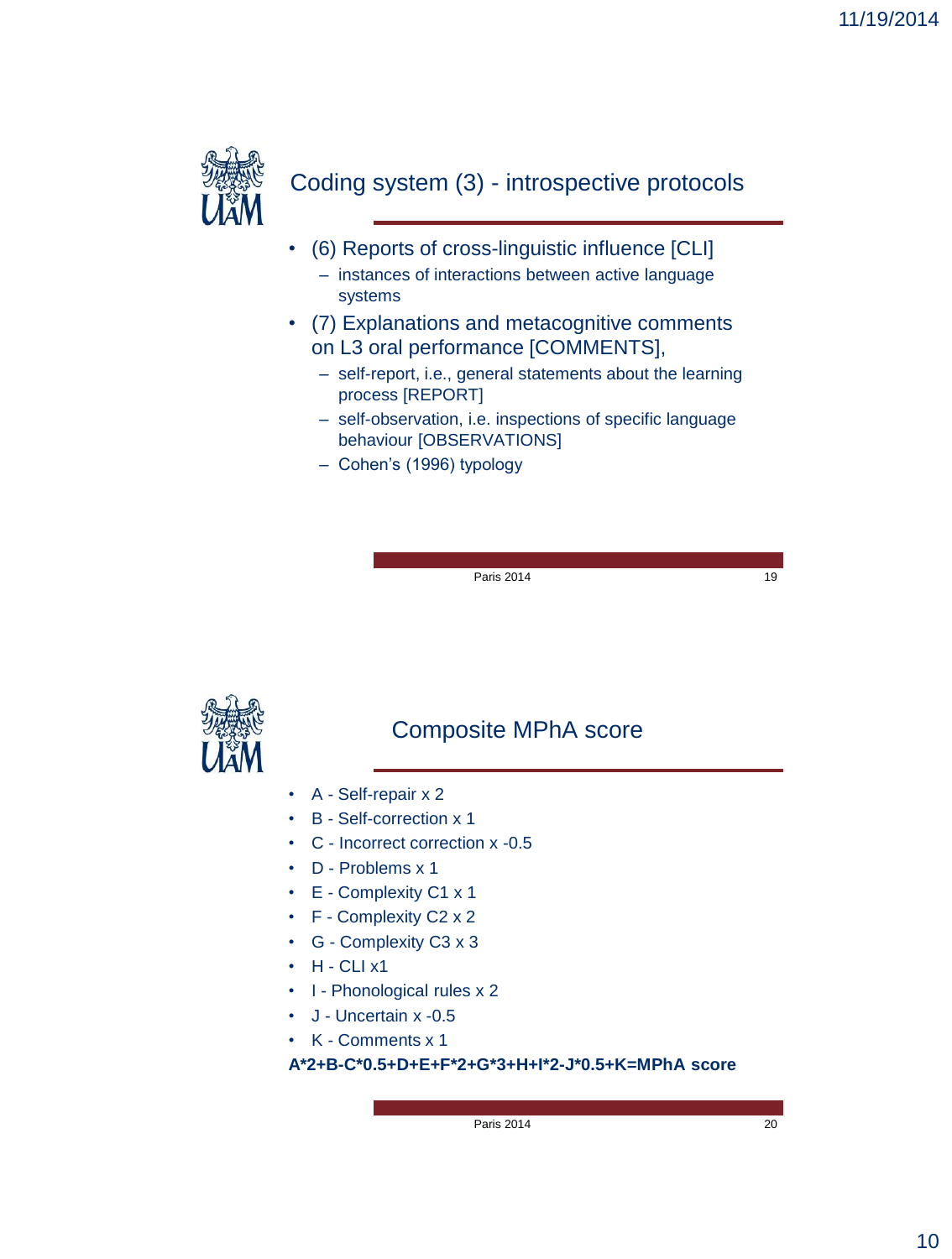## Coding system (3) - introspective protocols

- (6) Reports of cross-linguistic influence [CLI]
  - instances of interactions between active language systems
- (7) Explanations and metacognitive comments on L3 oral performance [COMMENTS],
  - self-report, i.e., general statements about the learning process [REPORT]
  - self-observation, i.e. inspections of specific language behaviour [OBSERVATIONS]
  - Cohen's (1996) typology

## Composite MPhA score

- A - Self-repair x 2
- B - Self-correction x 1
- C - Incorrect correction x -0.5
- D - Problems x 1
- E - Complexity C1 x 1
- F - Complexity C2 x 2
- G - Complexity C3 x 3
- H - CLI x1
- I - Phonological rules x 2
- J - Uncertain x -0.5
- K - Comments x 1

**A*2+B-C*0.5+D+E+F*2+G*3+H+I*2-J*0.5+K=MPhA score**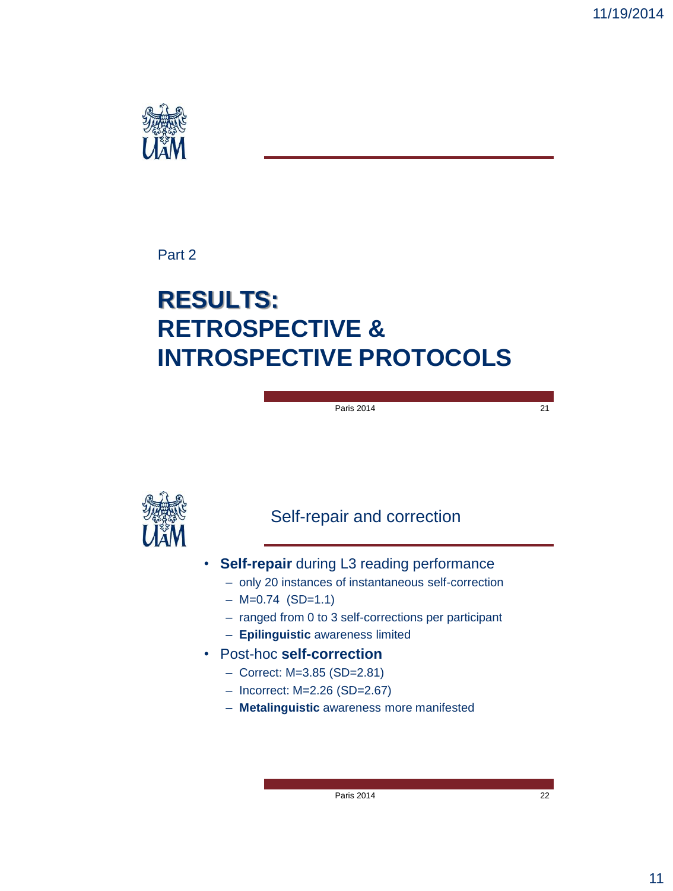Part 2

# **RESULTS:**
# RETROSPECTIVE & INTROSPECTIVE PROTOCOLS

## Self-repair and correction

- **Self-repair** during L3 reading performance
  - only 20 instances of instantaneous self-correction
  - M=0.74 (SD=1.1)
  - ranged from 0 to 3 self-corrections per participant
  - **Epilinguistic** awareness limited
- Post-hoc **self-correction**
  - Correct: M=3.85 (SD=2.81)
  - Incorrect: M=2.26 (SD=2.67)
  - **Metalinguistic** awareness more manifested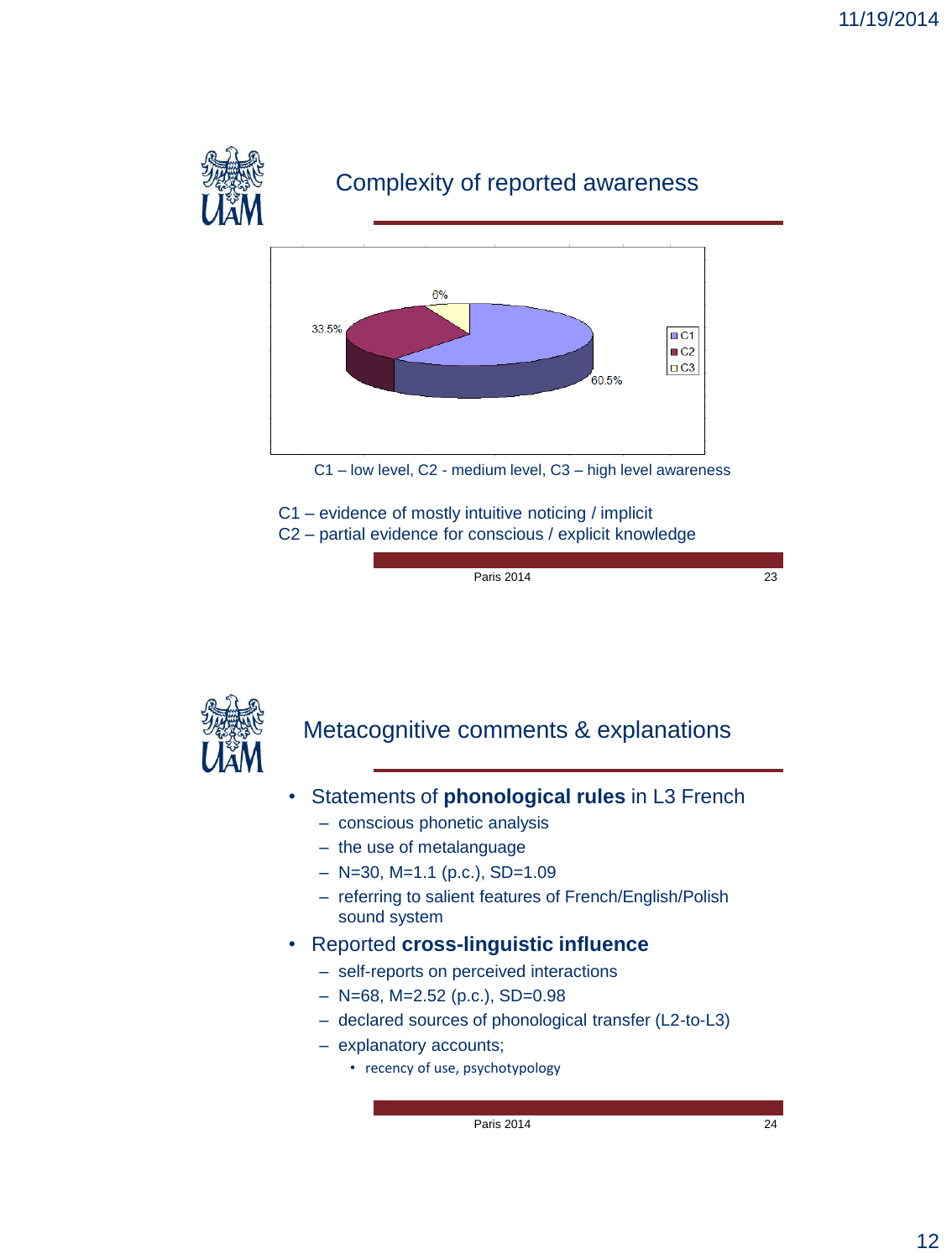## Complexity of reported awareness

| | Percentage |
|---|---|
| C1 | 60.5% |
| C2 | 33.5% |
| C3 | 6% |

C1 – low level, C2 - medium level, C3 – high level awareness

C1 – evidence of mostly intuitive noticing / implicit
C2 – partial evidence for conscious / explicit knowledge

## Metacognitive comments & explanations

- Statements of **phonological rules** in L3 French
  - conscious phonetic analysis
  - the use of metalanguage
  - N=30, M=1.1 (p.c.), SD=1.09
  - referring to salient features of French/English/Polish sound system
- Reported **cross-linguistic influence**
  - self-reports on perceived interactions
  - N=68, M=2.52 (p.c.), SD=0.98
  - declared sources of phonological transfer (L2-to-L3)
  - explanatory accounts;
    - recency of use, psychotypology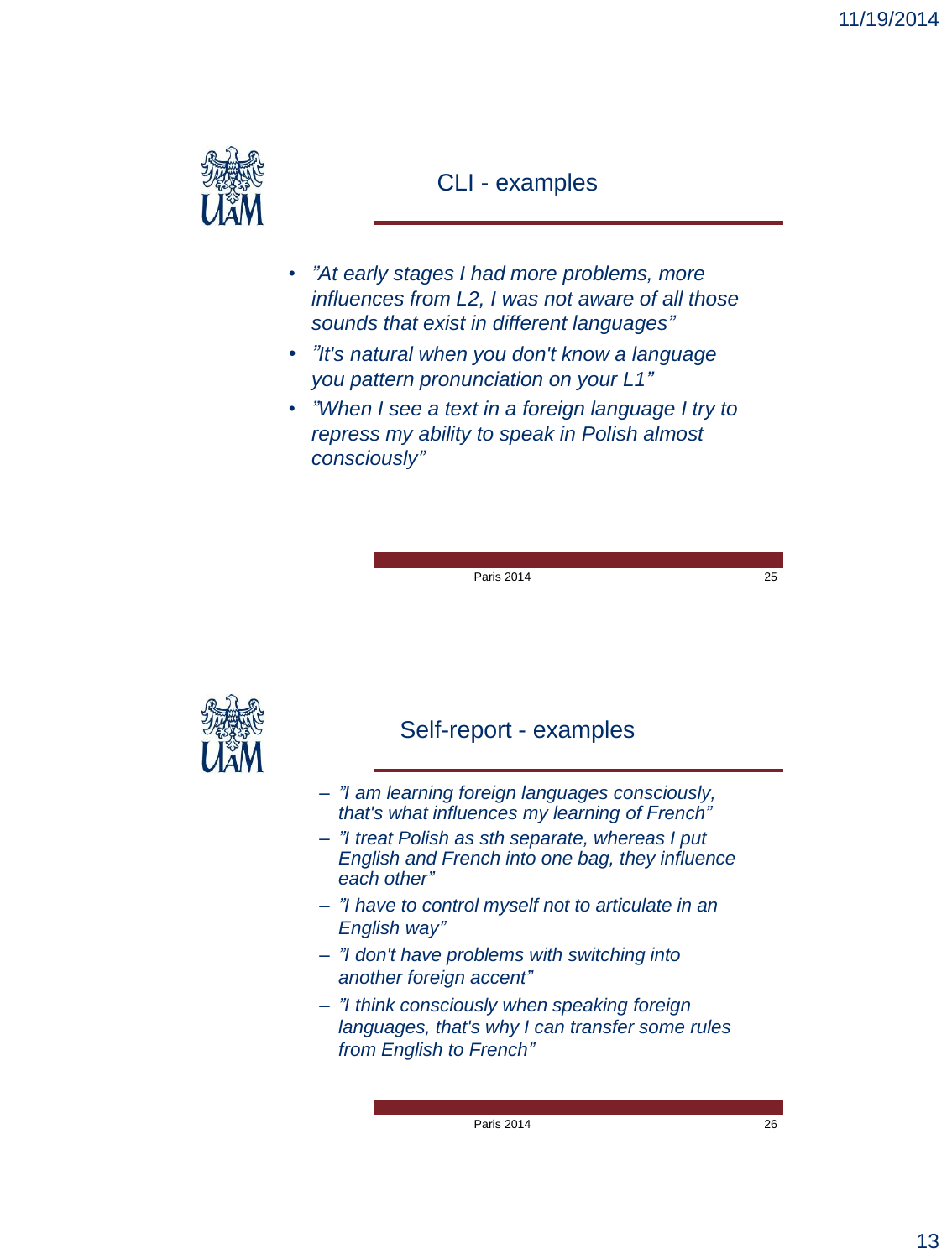## CLI - examples

- *"At early stages I had more problems, more influences from L2, I was not aware of all those sounds that exist in different languages"*
- *"It's natural when you don't know a language you pattern pronunciation on your L1"*
- *"When I see a text in a foreign language I try to repress my ability to speak in Polish almost consciously"*

## Self-report - examples

- *"I am learning foreign languages consciously, that's what influences my learning of French"*
- *"I treat Polish as sth separate, whereas I put English and French into one bag, they influence each other"*
- *"I have to control myself not to articulate in an English way"*
- *"I don't have problems with switching into another foreign accent"*
- *"I think consciously when speaking foreign languages, that's why I can transfer some rules from English to French"*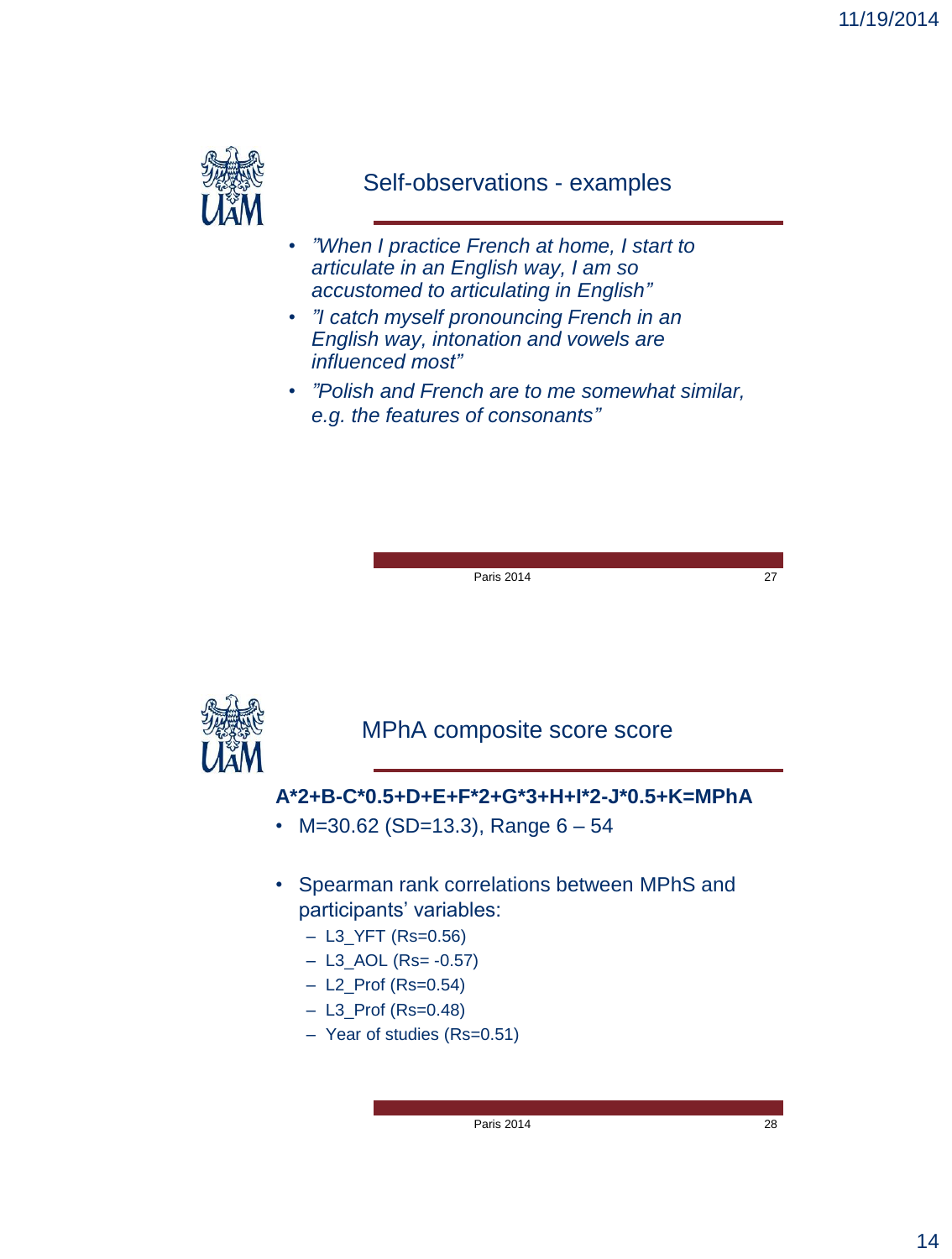## Self-observations - examples

- *"When I practice French at home, I start to articulate in an English way, I am so accustomed to articulating in English"*
- *"I catch myself pronouncing French in an English way, intonation and vowels are influenced most"*
- *"Polish and French are to me somewhat similar, e.g. the features of consonants"*

## MPhA composite score score

**A*2+B-C*0.5+D+E+F*2+G*3+H+I*2-J*0.5+K=MPhA**

- M=30.62 (SD=13.3), Range 6 – 54
- Spearman rank correlations between MPhS and participants' variables:
  - L3_YFT (Rs=0.56)
  - L3_AOL (Rs= -0.57)
  - L2_Prof (Rs=0.54)
  - L3_Prof (Rs=0.48)
  - Year of studies (Rs=0.51)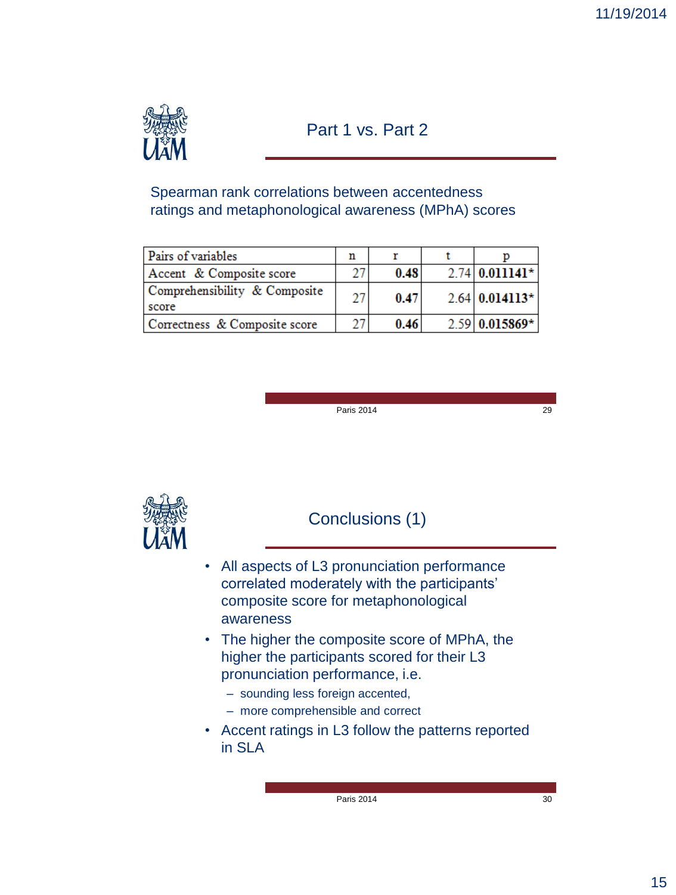## Part 1 vs. Part 2

Spearman rank correlations between accentedness ratings and metaphonological awareness (MPhA) scores

| Pairs of variables | n | r | t | p |
|---|---|---|---|---|
| Accent & Composite score | 27 | **0.48** | 2.74 | **0.011141*** |
| Comprehensibility & Composite score | 27 | **0.47** | 2.64 | **0.014113*** |
| Correctness & Composite score | 27 | **0.46** | 2.59 | **0.015869*** |

## Conclusions (1)

- All aspects of L3 pronunciation performance correlated moderately with the participants' composite score for metaphonological awareness
- The higher the composite score of MPhA, the higher the participants scored for their L3 pronunciation performance, i.e.
  - sounding less foreign accented,
  - more comprehensible and correct
- Accent ratings in L3 follow the patterns reported in SLA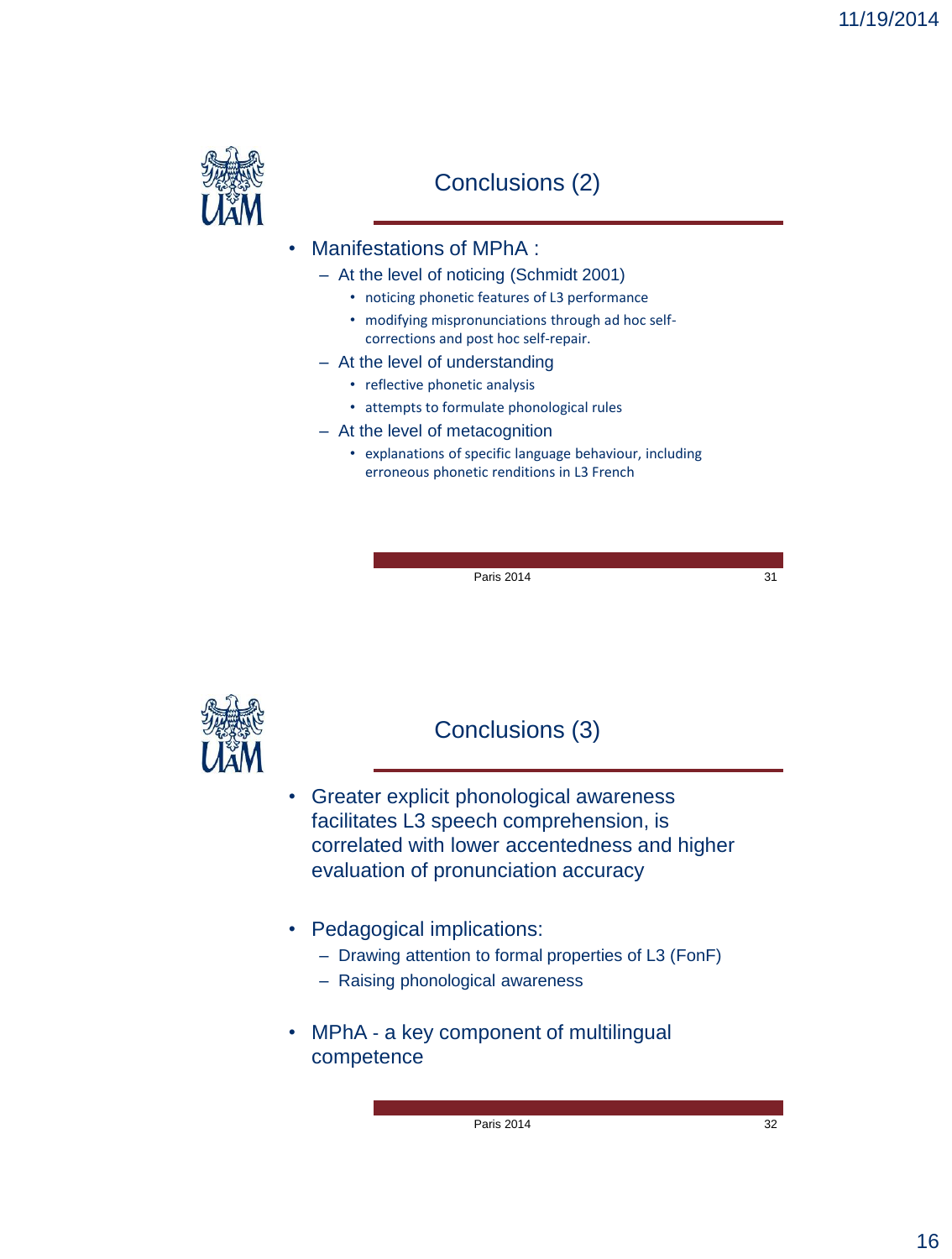## Conclusions (2)

- Manifestations of MPhA :
  - At the level of noticing (Schmidt 2001)
    - noticing phonetic features of L3 performance
    - modifying mispronunciations through ad hoc self-corrections and post hoc self-repair.
  - At the level of understanding
    - reflective phonetic analysis
    - attempts to formulate phonological rules
  - At the level of metacognition
    - explanations of specific language behaviour, including erroneous phonetic renditions in L3 French

## Conclusions (3)

- Greater explicit phonological awareness facilitates L3 speech comprehension, is correlated with lower accentedness and higher evaluation of pronunciation accuracy

- Pedagogical implications:
  - Drawing attention to formal properties of L3 (FonF)
  - Raising phonological awareness

- MPhA - a key component of multilingual competence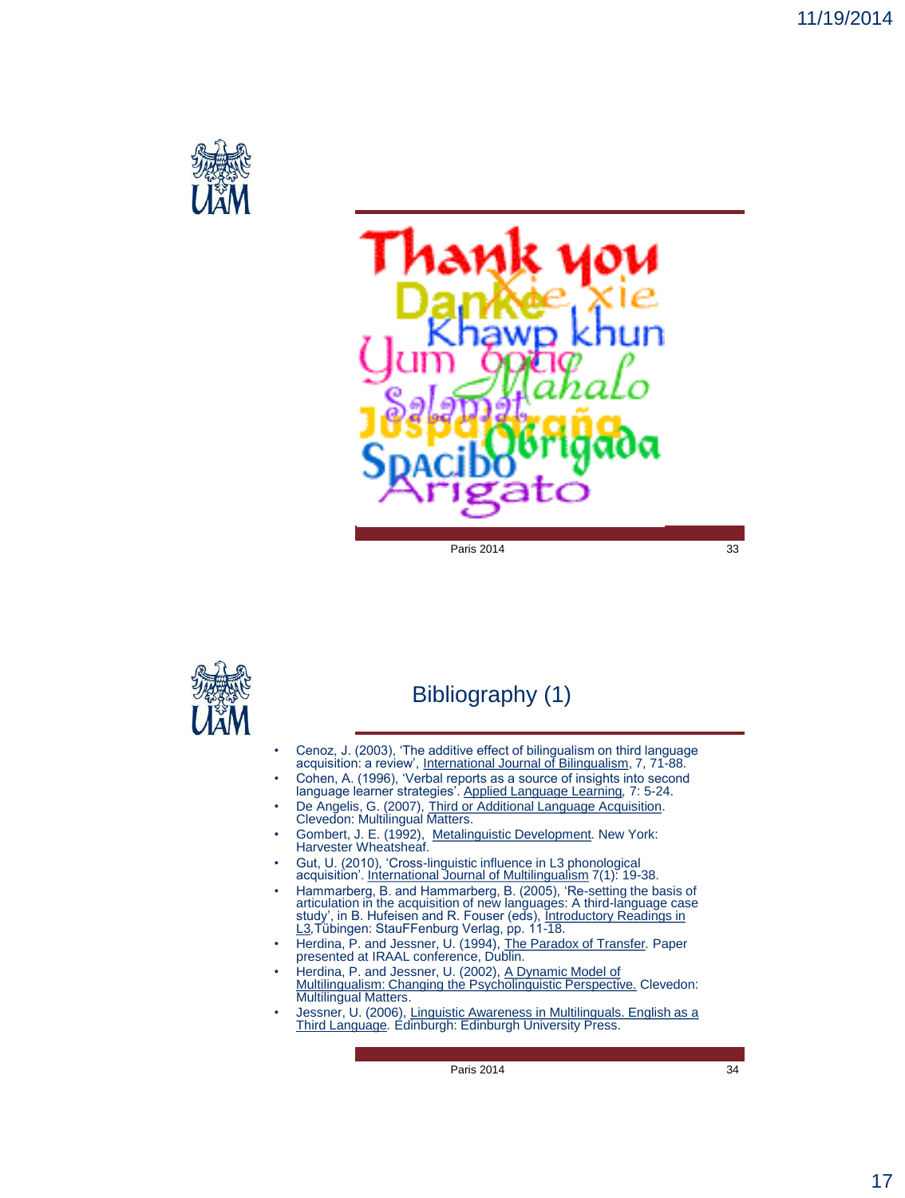Thank you

Danke Xie xie

Khawp khun

Yum bopic Mahalo

Salamat

Juspajaraña

Spacibo Obrigada

Arigato

## Bibliography (1)

- Cenoz, J. (2003), 'The additive effect of bilingualism on third language acquisition: a review', International Journal of Bilingualism, 7, 71-88.
- Cohen, A. (1996), 'Verbal reports as a source of insights into second language learner strategies'. Applied Language Learning, 7: 5-24.
- De Angelis, G. (2007), Third or Additional Language Acquisition. Clevedon: Multilingual Matters.
- Gombert, J. E. (1992), Metalinguistic Development. New York: Harvester Wheatsheaf.
- Gut, U. (2010), 'Cross-linguistic influence in L3 phonological acquisition'. International Journal of Multilingualism 7(1): 19-38.
- Hammarberg, B. and Hammarberg, B. (2005), 'Re-setting the basis of articulation in the acquisition of new languages: A third-language case study', in B. Hufeisen and R. Fouser (eds), Introductory Readings in L3,Tübingen: StauFFenburg Verlag, pp. 11-18.
- Herdina, P. and Jessner, U. (1994), The Paradox of Transfer. Paper presented at IRAAL conference, Dublin.
- Herdina, P. and Jessner, U. (2002), A Dynamic Model of Multilingualism: Changing the Psycholinguistic Perspective. Clevedon: Multilingual Matters.
- Jessner, U. (2006), Linguistic Awareness in Multilinguals. English as a Third Language. Edinburgh: Edinburgh University Press.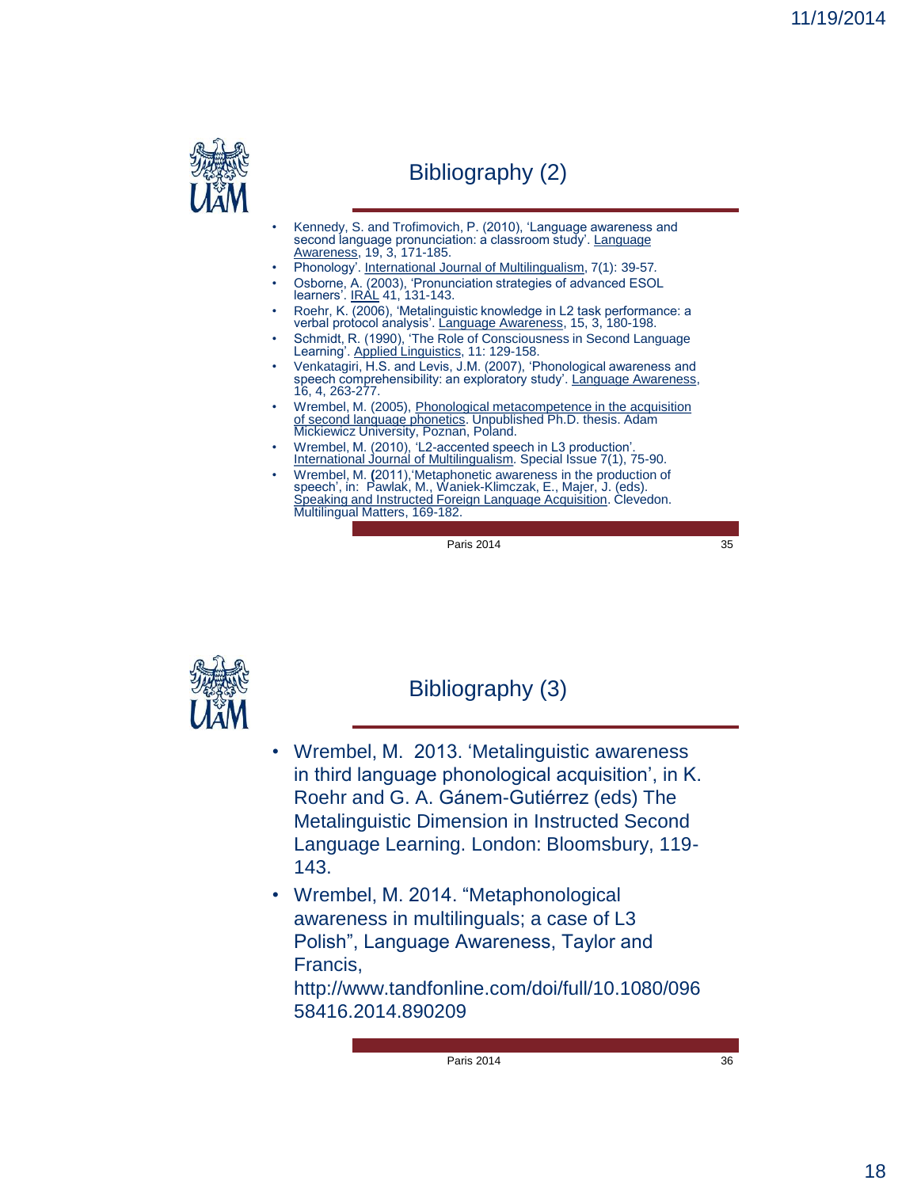## Bibliography (2)

- Kennedy, S. and Trofimovich, P. (2010), 'Language awareness and second language pronunciation: a classroom study'. Language Awareness, 19, 3, 171-185.
- Phonology'. International Journal of Multilingualism, 7(1): 39-57.
- Osborne, A. (2003), 'Pronunciation strategies of advanced ESOL learners'. IRAL 41, 131-143.
- Roehr, K. (2006), 'Metalinguistic knowledge in L2 task performance: a verbal protocol analysis'. Language Awareness, 15, 3, 180-198.
- Schmidt, R. (1990), 'The Role of Consciousness in Second Language Learning'. Applied Linguistics, 11: 129-158.
- Venkatagiri, H.S. and Levis, J.M. (2007), 'Phonological awareness and speech comprehensibility: an exploratory study'. Language Awareness, 16, 4, 263-277.
- Wrembel, M. (2005), Phonological metacompetence in the acquisition of second language phonetics. Unpublished Ph.D. thesis. Adam Mickiewicz University, Poznan, Poland.
- Wrembel, M. (2010), 'L2-accented speech in L3 production'. International Journal of Multilingualism. Special Issue 7(1), 75-90.
- Wrembel, M. **(**2011),'Metaphonetic awareness in the production of speech', in: Pawlak, M., Waniek-Klimczak, E., Majer, J. (eds). Speaking and Instructed Foreign Language Acquisition. Clevedon. Multilingual Matters, 169-182.

Paris 2014

## Bibliography (3)

- Wrembel, M. 2013. 'Metalinguistic awareness in third language phonological acquisition', in K. Roehr and G. A. Gánem-Gutiérrez (eds) The Metalinguistic Dimension in Instructed Second Language Learning. London: Bloomsbury, 119-143.
- Wrembel, M. 2014. "Metaphonological awareness in multilinguals; a case of L3 Polish", Language Awareness, Taylor and Francis, http://www.tandfonline.com/doi/full/10.1080/09658416.2014.890209

Paris 2014